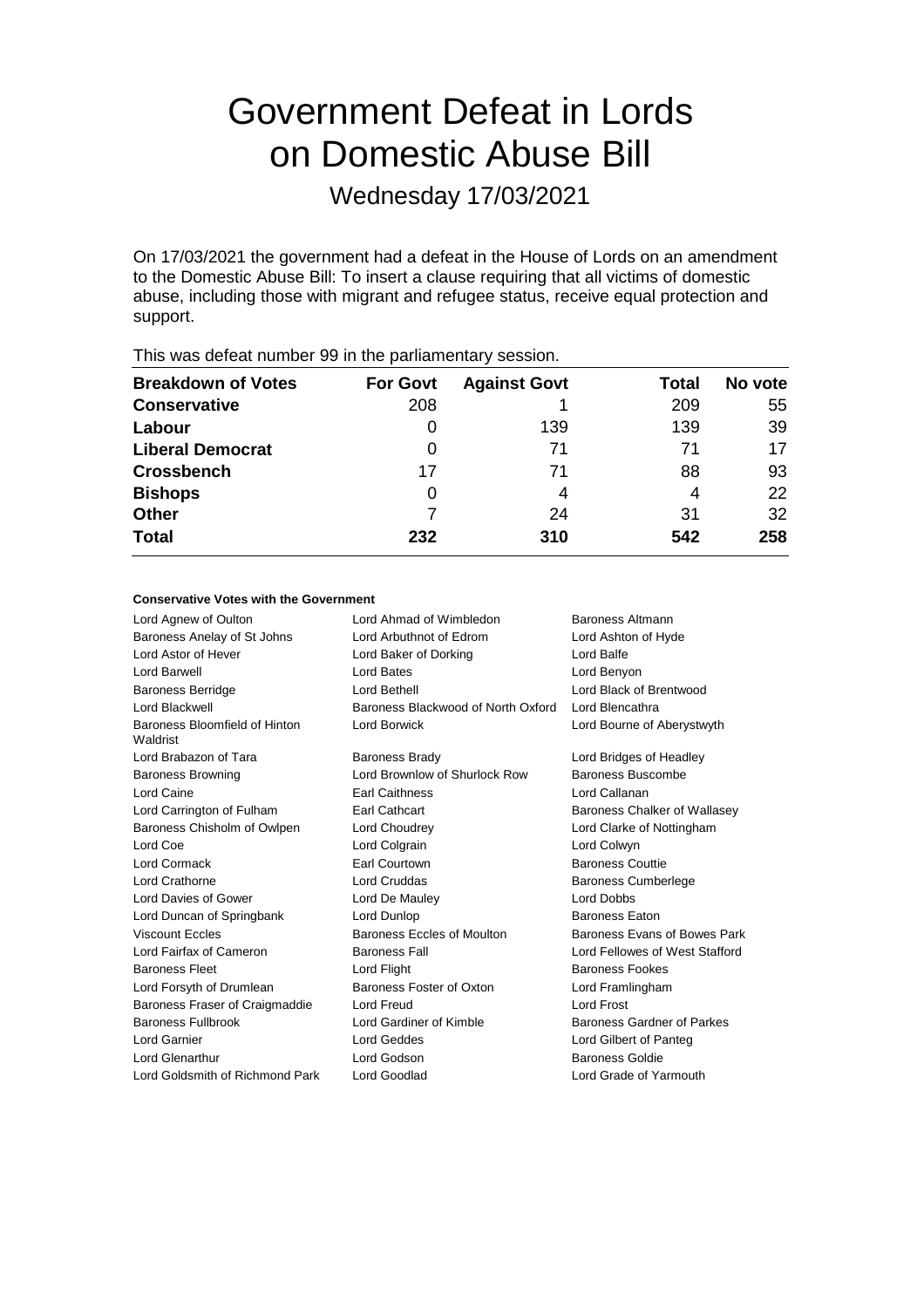# Government Defeat in Lords on Domestic Abuse Bill

## Wednesday 17/03/2021

On 17/03/2021 the government had a defeat in the House of Lords on an amendment to the Domestic Abuse Bill: To insert a clause requiring that all victims of domestic abuse, including those with migrant and refugee status, receive equal protection and support.

This was defeat number 99 in the parliamentary session.

| Breakdown of Votes | For Govt | Against Govt | Total | No vote |
|---|---|---|---|---|
| **Conservative** | 208 | 1 | 209 | 55 |
| **Labour** | 0 | 139 | 139 | 39 |
| **Liberal Democrat** | 0 | 71 | 71 | 17 |
| **Crossbench** | 17 | 71 | 88 | 93 |
| **Bishops** | 0 | 4 | 4 | 22 |
| **Other** | 7 | 24 | 31 | 32 |
| **Total** | **232** | **310** | **542** | **258** |

### Conservative Votes with the Government

| | | |
|---|---|---|
| Lord Agnew of Oulton | Lord Ahmad of Wimbledon | Baroness Altmann |
| Baroness Anelay of St Johns | Lord Arbuthnot of Edrom | Lord Ashton of Hyde |
| Lord Astor of Hever | Lord Baker of Dorking | Lord Balfe |
| Lord Barwell | Lord Bates | Lord Benyon |
| Baroness Berridge | Lord Bethell | Lord Black of Brentwood |
| Lord Blackwell | Baroness Blackwood of North Oxford | Lord Blencathra |
| Baroness Bloomfield of Hinton Waldrist | Lord Borwick | Lord Bourne of Aberystwyth |
| Lord Brabazon of Tara | Baroness Brady | Lord Bridges of Headley |
| Baroness Browning | Lord Brownlow of Shurlock Row | Baroness Buscombe |
| Lord Caine | Earl Caithness | Lord Callanan |
| Lord Carrington of Fulham | Earl Cathcart | Baroness Chalker of Wallasey |
| Baroness Chisholm of Owlpen | Lord Choudrey | Lord Clarke of Nottingham |
| Lord Coe | Lord Colgrain | Lord Colwyn |
| Lord Cormack | Earl Courtown | Baroness Couttie |
| Lord Crathorne | Lord Cruddas | Baroness Cumberlege |
| Lord Davies of Gower | Lord De Mauley | Lord Dobbs |
| Lord Duncan of Springbank | Lord Dunlop | Baroness Eaton |
| Viscount Eccles | Baroness Eccles of Moulton | Baroness Evans of Bowes Park |
| Lord Fairfax of Cameron | Baroness Fall | Lord Fellowes of West Stafford |
| Baroness Fleet | Lord Flight | Baroness Fookes |
| Lord Forsyth of Drumlean | Baroness Foster of Oxton | Lord Framlingham |
| Baroness Fraser of Craigmaddie | Lord Freud | Lord Frost |
| Baroness Fullbrook | Lord Gardiner of Kimble | Baroness Gardner of Parkes |
| Lord Garnier | Lord Geddes | Lord Gilbert of Panteg |
| Lord Glenarthur | Lord Godson | Baroness Goldie |
| Lord Goldsmith of Richmond Park | Lord Goodlad | Lord Grade of Yarmouth |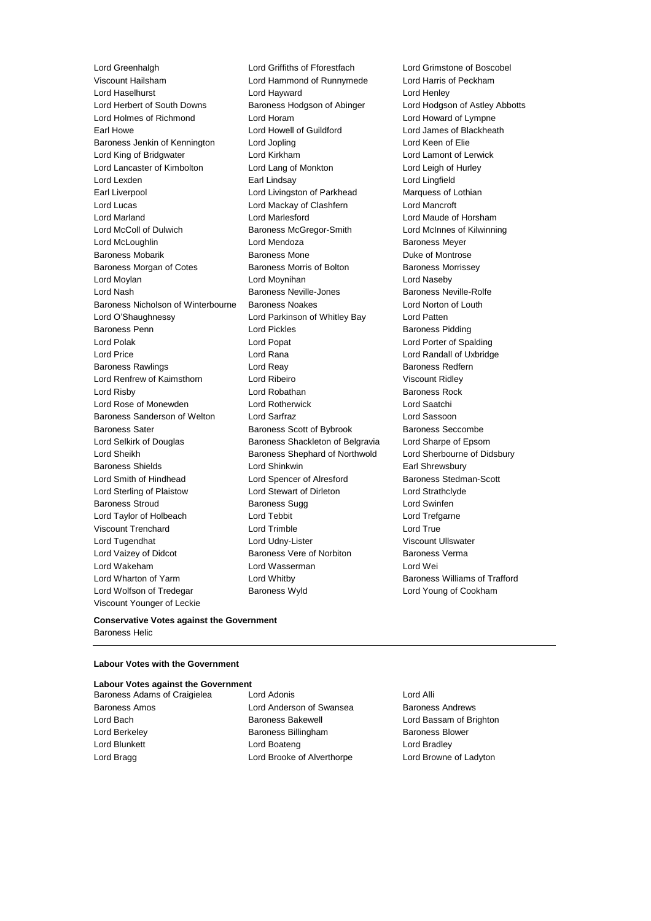Lord Greenhalgh
Lord Griffiths of Fforestfach
Lord Grimstone of Boscobel
Viscount Hailsham
Lord Hammond of Runnymede
Lord Harris of Peckham
Lord Haselhurst
Lord Hayward
Lord Henley
Lord Herbert of South Downs
Baroness Hodgson of Abinger
Lord Hodgson of Astley Abbotts
Lord Holmes of Richmond
Lord Horam
Lord Howard of Lympne
Earl Howe
Lord Howell of Guildford
Lord James of Blackheath
Baroness Jenkin of Kennington
Lord Jopling
Lord Keen of Elie
Lord King of Bridgwater
Lord Kirkham
Lord Lamont of Lerwick
Lord Lancaster of Kimbolton
Lord Lang of Monkton
Lord Leigh of Hurley
Lord Lexden
Earl Lindsay
Lord Lingfield
Earl Liverpool
Lord Livingston of Parkhead
Marquess of Lothian
Lord Lucas
Lord Mackay of Clashfern
Lord Mancroft
Lord Marland
Lord Marlesford
Lord Maude of Horsham
Lord McColl of Dulwich
Baroness McGregor-Smith
Lord McInnes of Kilwinning
Lord McLoughlin
Lord Mendoza
Baroness Meyer
Baroness Mobarik
Baroness Mone
Duke of Montrose
Baroness Morgan of Cotes
Baroness Morris of Bolton
Baroness Morrissey
Lord Moylan
Lord Moynihan
Lord Naseby
Lord Nash
Baroness Neville-Jones
Baroness Neville-Rolfe
Baroness Nicholson of Winterbourne
Baroness Noakes
Lord Norton of Louth
Lord O'Shaughnessy
Lord Parkinson of Whitley Bay
Lord Patten
Baroness Penn
Lord Pickles
Baroness Pidding
Lord Polak
Lord Popat
Lord Porter of Spalding
Lord Price
Lord Rana
Lord Randall of Uxbridge
Baroness Rawlings
Lord Reay
Baroness Redfern
Lord Renfrew of Kaimsthorn
Lord Ribeiro
Viscount Ridley
Lord Risby
Lord Robathan
Baroness Rock
Lord Rose of Monewden
Lord Rotherwick
Lord Saatchi
Baroness Sanderson of Welton
Lord Sarfraz
Lord Sassoon
Baroness Sater
Baroness Scott of Bybrook
Baroness Seccombe
Lord Selkirk of Douglas
Baroness Shackleton of Belgravia
Lord Sharpe of Epsom
Lord Sheikh
Baroness Shephard of Northwold
Lord Sherbourne of Didsbury
Baroness Shields
Lord Shinkwin
Earl Shrewsbury
Lord Smith of Hindhead
Lord Spencer of Alresford
Baroness Stedman-Scott
Lord Sterling of Plaistow
Lord Stewart of Dirleton
Lord Strathclyde
Baroness Stroud
Baroness Sugg
Lord Swinfen
Lord Taylor of Holbeach
Lord Tebbit
Lord Trefgarne
Viscount Trenchard
Lord Trimble
Lord True
Lord Tugendhat
Lord Udny-Lister
Viscount Ullswater
Lord Vaizey of Didcot
Baroness Vere of Norbiton
Baroness Verma
Lord Wakeham
Lord Wasserman
Lord Wei
Lord Wharton of Yarm
Lord Whitby
Baroness Williams of Trafford
Lord Wolfson of Tredegar
Baroness Wyld
Lord Young of Cookham
Viscount Younger of Leckie

**Conservative Votes against the Government**

Baroness Helic

---

**Labour Votes with the Government**

**Labour Votes against the Government**

Baroness Adams of Craigielea
Lord Adonis
Lord Alli
Baroness Amos
Lord Anderson of Swansea
Baroness Andrews
Lord Bach
Baroness Bakewell
Lord Bassam of Brighton
Lord Berkeley
Baroness Billingham
Baroness Blower
Lord Blunkett
Lord Boateng
Lord Bradley
Lord Bragg
Lord Brooke of Alverthorpe
Lord Browne of Ladyton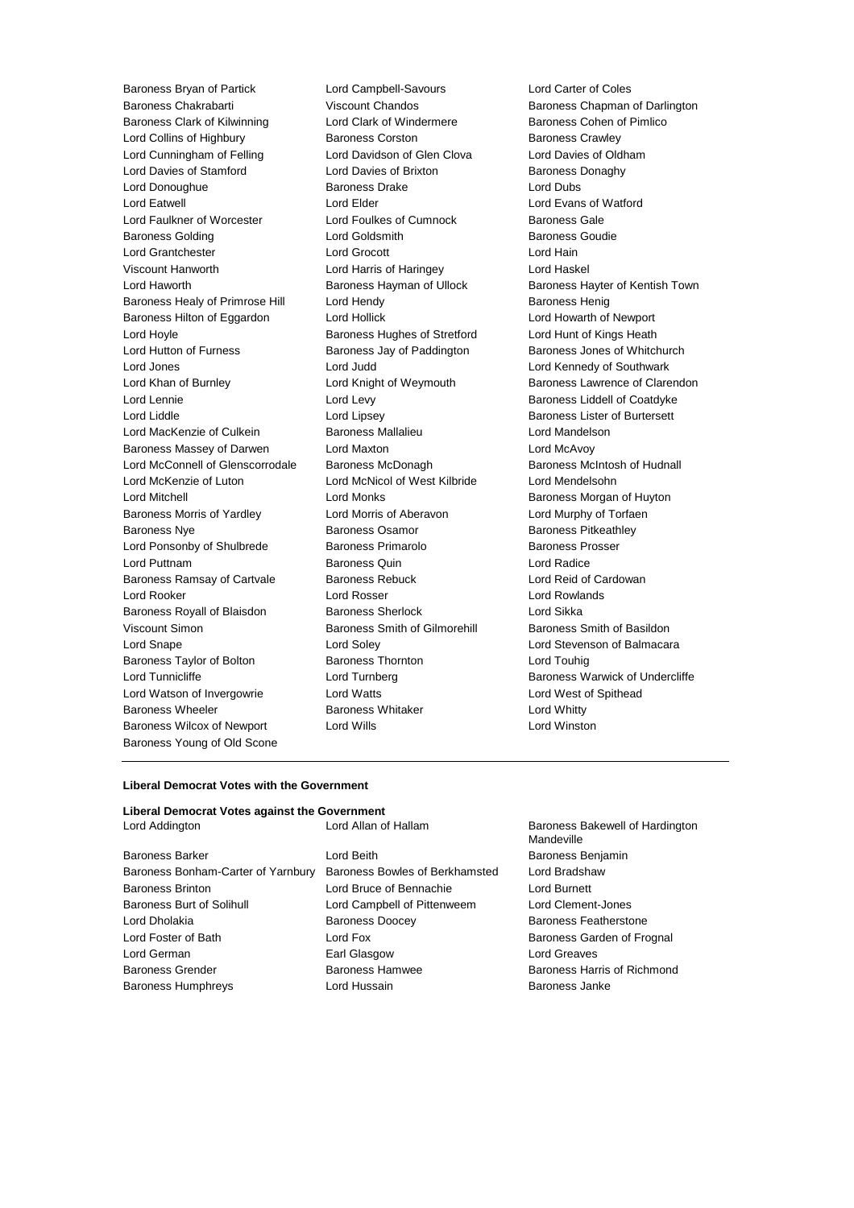Baroness Bryan of Partick
Lord Campbell-Savours
Lord Carter of Coles
Baroness Chakrabarti
Viscount Chandos
Baroness Chapman of Darlington
Baroness Clark of Kilwinning
Lord Clark of Windermere
Baroness Cohen of Pimlico
Lord Collins of Highbury
Baroness Corston
Baroness Crawley
Lord Cunningham of Felling
Lord Davidson of Glen Clova
Lord Davies of Oldham
Lord Davies of Stamford
Lord Davies of Brixton
Baroness Donaghy
Lord Donoughue
Baroness Drake
Lord Dubs
Lord Eatwell
Lord Elder
Lord Evans of Watford
Lord Faulkner of Worcester
Lord Foulkes of Cumnock
Baroness Gale
Baroness Golding
Lord Goldsmith
Baroness Goudie
Lord Grantchester
Lord Grocott
Lord Hain
Viscount Hanworth
Lord Harris of Haringey
Lord Haskel
Lord Haworth
Baroness Hayman of Ullock
Baroness Hayter of Kentish Town
Baroness Healy of Primrose Hill
Lord Hendy
Baroness Henig
Baroness Hilton of Eggardon
Lord Hollick
Lord Howarth of Newport
Lord Hoyle
Baroness Hughes of Stretford
Lord Hunt of Kings Heath
Lord Hutton of Furness
Baroness Jay of Paddington
Baroness Jones of Whitchurch
Lord Jones
Lord Judd
Lord Kennedy of Southwark
Lord Khan of Burnley
Lord Knight of Weymouth
Baroness Lawrence of Clarendon
Lord Lennie
Lord Levy
Baroness Liddell of Coatdyke
Lord Liddle
Lord Lipsey
Baroness Lister of Burtersett
Lord MacKenzie of Culkein
Baroness Mallalieu
Lord Mandelson
Baroness Massey of Darwen
Lord Maxton
Lord McAvoy
Lord McConnell of Glenscorrodale
Baroness McDonagh
Baroness McIntosh of Hudnall
Lord McKenzie of Luton
Lord McNicol of West Kilbride
Lord Mendelsohn
Lord Mitchell
Lord Monks
Baroness Morgan of Huyton
Baroness Morris of Yardley
Lord Morris of Aberavon
Lord Murphy of Torfaen
Baroness Nye
Baroness Osamor
Baroness Pitkeathley
Lord Ponsonby of Shulbrede
Baroness Primarolo
Baroness Prosser
Lord Puttnam
Baroness Quin
Lord Radice
Baroness Ramsay of Cartvale
Baroness Rebuck
Lord Reid of Cardowan
Lord Rooker
Lord Rosser
Lord Rowlands
Baroness Royall of Blaisdon
Baroness Sherlock
Lord Sikka
Viscount Simon
Baroness Smith of Gilmorehill
Baroness Smith of Basildon
Lord Snape
Lord Soley
Lord Stevenson of Balmacara
Baroness Taylor of Bolton
Baroness Thornton
Lord Touhig
Lord Tunnicliffe
Lord Turnberg
Baroness Warwick of Undercliffe
Lord Watson of Invergowrie
Lord Watts
Lord West of Spithead
Baroness Wheeler
Baroness Whitaker
Lord Whitty
Baroness Wilcox of Newport
Lord Wills
Lord Winston
Baroness Young of Old Scone

---

**Liberal Democrat Votes with the Government**

**Liberal Democrat Votes against the Government**

Lord Addington
Lord Allan of Hallam
Baroness Bakewell of Hardington Mandeville
Baroness Barker
Lord Beith
Baroness Benjamin
Baroness Bonham-Carter of Yarnbury
Baroness Bowles of Berkhamsted
Lord Bradshaw
Baroness Brinton
Lord Bruce of Bennachie
Lord Burnett
Baroness Burt of Solihull
Lord Campbell of Pittenweem
Lord Clement-Jones
Lord Dholakia
Baroness Doocey
Baroness Featherstone
Lord Foster of Bath
Lord Fox
Baroness Garden of Frognal
Lord German
Earl Glasgow
Lord Greaves
Baroness Grender
Baroness Hamwee
Baroness Harris of Richmond
Baroness Humphreys
Lord Hussain
Baroness Janke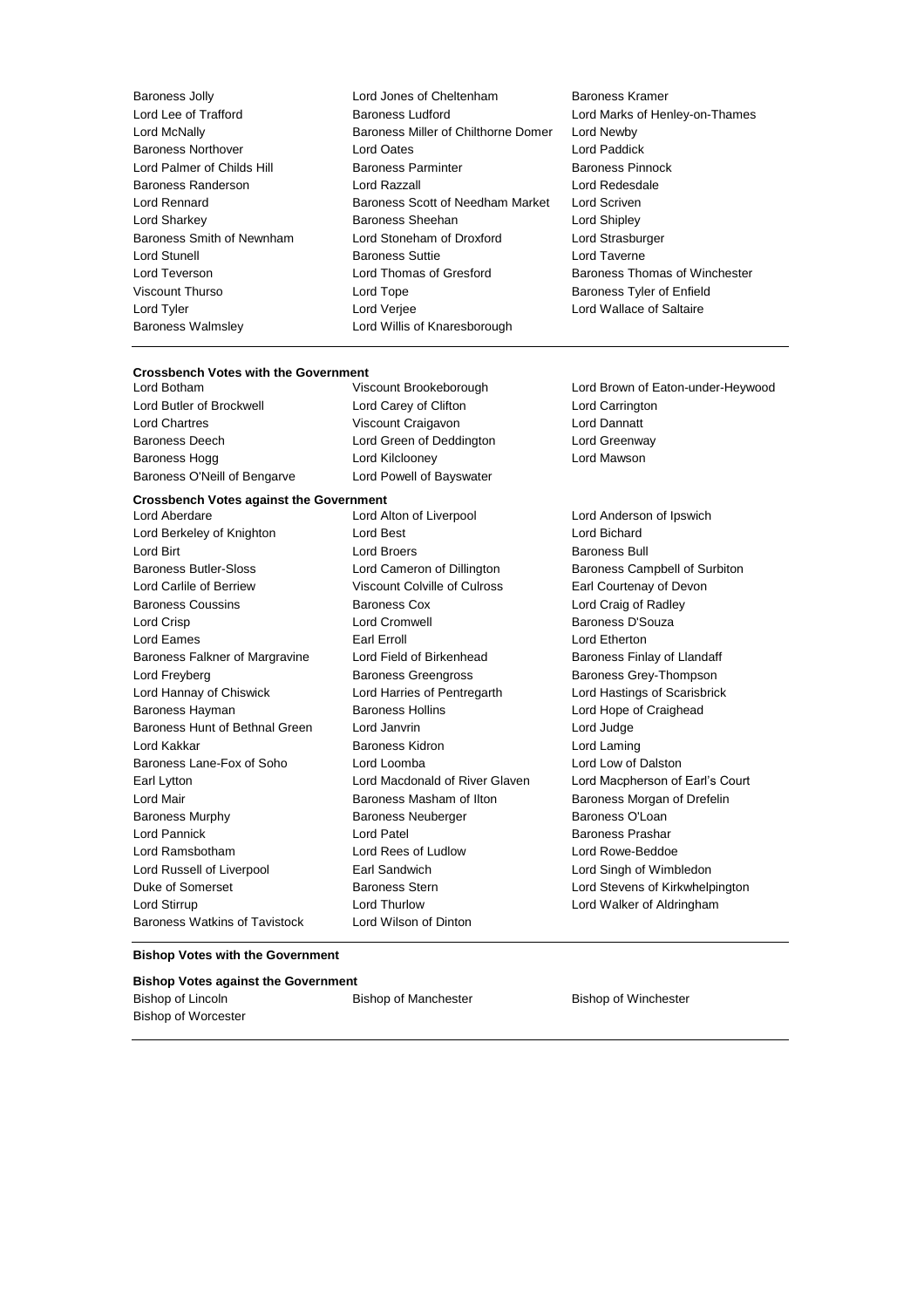Baroness Jolly
Lord Jones of Cheltenham
Baroness Kramer
Lord Lee of Trafford
Baroness Ludford
Lord Marks of Henley-on-Thames
Lord McNally
Baroness Miller of Chilthorne Domer
Lord Newby
Baroness Northover
Lord Oates
Lord Paddick
Lord Palmer of Childs Hill
Baroness Parminter
Baroness Pinnock
Baroness Randerson
Lord Razzall
Lord Redesdale
Lord Rennard
Baroness Scott of Needham Market
Lord Scriven
Lord Sharkey
Baroness Sheehan
Lord Shipley
Baroness Smith of Newnham
Lord Stoneham of Droxford
Lord Strasburger
Lord Stunell
Baroness Suttie
Lord Taverne
Lord Teverson
Lord Thomas of Gresford
Baroness Thomas of Winchester
Viscount Thurso
Lord Tope
Baroness Tyler of Enfield
Lord Tyler
Lord Verjee
Lord Wallace of Saltaire
Baroness Walmsley
Lord Willis of Knaresborough

**Crossbench Votes with the Government**

Lord Botham
Viscount Brookeborough
Lord Brown of Eaton-under-Heywood
Lord Butler of Brockwell
Lord Carey of Clifton
Lord Carrington
Lord Chartres
Viscount Craigavon
Lord Dannatt
Baroness Deech
Lord Green of Deddington
Lord Greenway
Baroness Hogg
Lord Kilclooney
Lord Mawson
Baroness O'Neill of Bengarve
Lord Powell of Bayswater

**Crossbench Votes against the Government**

Lord Aberdare
Lord Alton of Liverpool
Lord Anderson of Ipswich
Lord Berkeley of Knighton
Lord Best
Lord Bichard
Lord Birt
Lord Broers
Baroness Bull
Baroness Butler-Sloss
Lord Cameron of Dillington
Baroness Campbell of Surbiton
Lord Carlile of Berriew
Viscount Colville of Culross
Earl Courtenay of Devon
Baroness Coussins
Baroness Cox
Lord Craig of Radley
Lord Crisp
Lord Cromwell
Baroness D'Souza
Lord Eames
Earl Erroll
Lord Etherton
Baroness Falkner of Margravine
Lord Field of Birkenhead
Baroness Finlay of Llandaff
Lord Freyberg
Baroness Greengross
Baroness Grey-Thompson
Lord Hannay of Chiswick
Lord Harries of Pentregarth
Lord Hastings of Scarisbrick
Baroness Hayman
Baroness Hollins
Lord Hope of Craighead
Baroness Hunt of Bethnal Green
Lord Janvrin
Lord Judge
Lord Kakkar
Baroness Kidron
Lord Laming
Baroness Lane-Fox of Soho
Lord Loomba
Lord Low of Dalston
Earl Lytton
Lord Macdonald of River Glaven
Lord Macpherson of Earl's Court
Lord Mair
Baroness Masham of Ilton
Baroness Morgan of Drefelin
Baroness Murphy
Baroness Neuberger
Baroness O'Loan
Lord Pannick
Lord Patel
Baroness Prashar
Lord Ramsbotham
Lord Rees of Ludlow
Lord Rowe-Beddoe
Lord Russell of Liverpool
Earl Sandwich
Lord Singh of Wimbledon
Duke of Somerset
Baroness Stern
Lord Stevens of Kirkwhelpington
Lord Stirrup
Lord Thurlow
Lord Walker of Aldringham
Baroness Watkins of Tavistock
Lord Wilson of Dinton

**Bishop Votes with the Government**

**Bishop Votes against the Government**

Bishop of Lincoln
Bishop of Manchester
Bishop of Winchester
Bishop of Worcester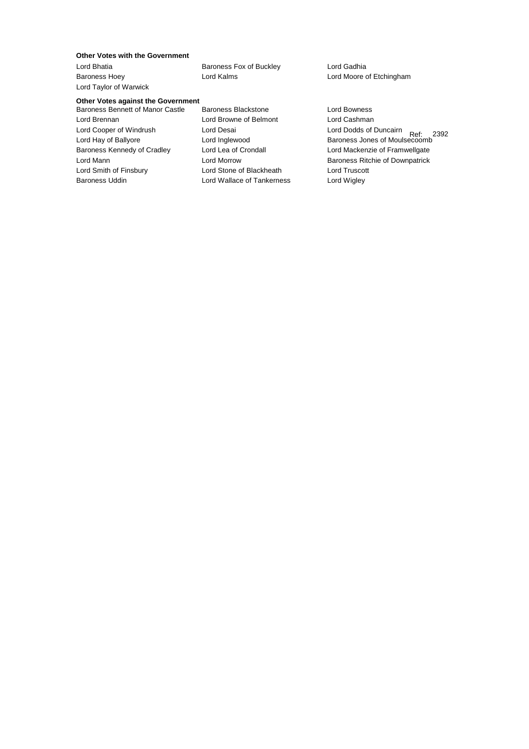**Other Votes with the Government**

| | | |
|---|---|---|
| Lord Bhatia | Baroness Fox of Buckley | Lord Gadhia |
| Baroness Hoey | Lord Kalms | Lord Moore of Etchingham |
| Lord Taylor of Warwick | | |

**Other Votes against the Government**

| | | |
|---|---|---|
| Baroness Bennett of Manor Castle | Baroness Blackstone | Lord Bowness |
| Lord Brennan | Lord Browne of Belmont | Lord Cashman |
| Lord Cooper of Windrush | Lord Desai | Lord Dodds of Duncairn |
| Lord Hay of Ballyore | Lord Inglewood | Baroness Jones of Moulsecoomb |
| Baroness Kennedy of Cradley | Lord Lea of Crondall | Lord Mackenzie of Framwellgate |
| Lord Mann | Lord Morrow | Baroness Ritchie of Downpatrick |
| Lord Smith of Finsbury | Lord Stone of Blackheath | Lord Truscott |
| Baroness Uddin | Lord Wallace of Tankerness | Lord Wigley |

Ref: 2392